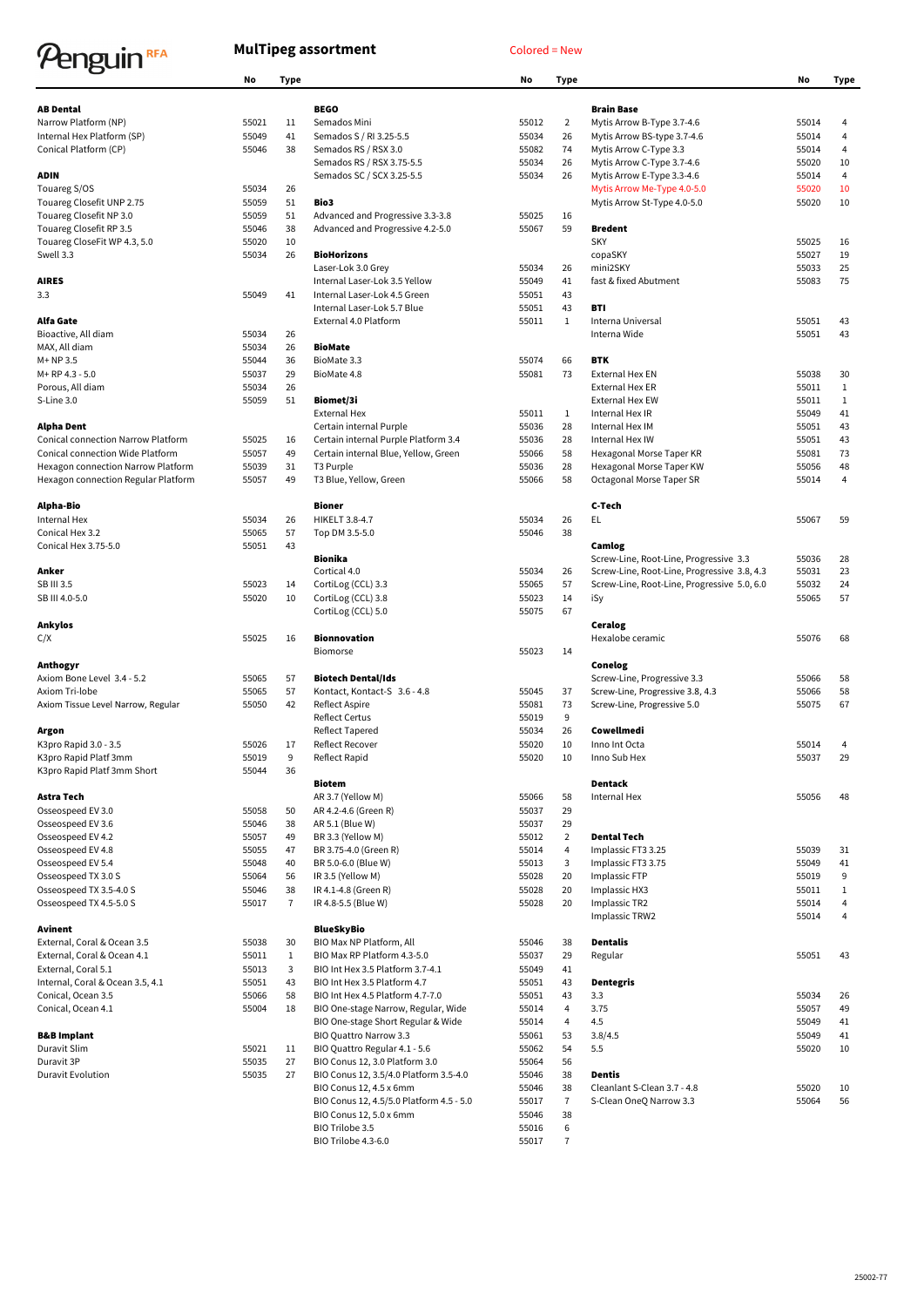# Penguin RFA

## MulTipeg assortment

Colored = New

| Manufacturer / Product | No | Type |
|---|---|---|
| **AB Dental** | | |
| Narrow Platform (NP) | 55021 | 11 |
| Internal Hex Platform (SP) | 55049 | 41 |
| Conical Platform (CP) | 55046 | 38 |
| **ADIN** | | |
| Touareg S/OS | 55034 | 26 |
| Touareg Closefit UNP 2.75 | 55059 | 51 |
| Touareg Closefit NP 3.0 | 55059 | 51 |
| Touareg Closefit RP 3.5 | 55046 | 38 |
| Touareg CloseFit WP 4.3, 5.0 | 55020 | 10 |
| Swell 3.3 | 55034 | 26 |
| **AIRES** | | |
| 3.3 | 55049 | 41 |
| **Alfa Gate** | | |
| Bioactive, All diam | 55034 | 26 |
| MAX, All diam | 55034 | 26 |
| M+ NP 3.5 | 55044 | 36 |
| M+ RP 4.3 - 5.0 | 55037 | 29 |
| Porous, All diam | 55034 | 26 |
| S-Line 3.0 | 55059 | 51 |
| **Alpha Dent** | | |
| Conical connection Narrow Platform | 55025 | 16 |
| Conical connection Wide Platform | 55057 | 49 |
| Hexagon connection Narrow Platform | 55039 | 31 |
| Hexagon connection Regular Platform | 55057 | 49 |
| **Alpha-Bio** | | |
| Internal Hex | 55034 | 26 |
| Conical Hex 3.2 | 55065 | 57 |
| Conical Hex 3.75-5.0 | 55051 | 43 |
| **Anker** | | |
| SB III 3.5 | 55023 | 14 |
| SB III 4.0-5.0 | 55020 | 10 |
| **Ankylos** | | |
| C/X | 55025 | 16 |
| **Anthogyr** | | |
| Axiom Bone Level 3.4 - 5.2 | 55065 | 57 |
| Axiom Tri-lobe | 55065 | 57 |
| Axiom Tissue Level Narrow, Regular | 55050 | 42 |
| **Argon** | | |
| K3pro Rapid 3.0 - 3.5 | 55026 | 17 |
| K3pro Rapid Platf 3mm | 55019 | 9 |
| K3pro Rapid Platf 3mm Short | 55044 | 36 |
| **Astra Tech** | | |
| Osseospeed EV 3.0 | 55058 | 50 |
| Osseospeed EV 3.6 | 55046 | 38 |
| Osseospeed EV 4.2 | 55057 | 49 |
| Osseospeed EV 4.8 | 55055 | 47 |
| Osseospeed EV 5.4 | 55048 | 40 |
| Osseospeed TX 3.0 S | 55064 | 56 |
| Osseospeed TX 3.5-4.0 S | 55046 | 38 |
| Osseospeed TX 4.5-5.0 S | 55017 | 7 |
| **Avinent** | | |
| External, Coral & Ocean 3.5 | 55038 | 30 |
| External, Coral & Ocean 4.1 | 55011 | 1 |
| External, Coral 5.1 | 55013 | 3 |
| Internal, Coral & Ocean 3.5, 4.1 | 55051 | 43 |
| Conical, Ocean 3.5 | 55066 | 58 |
| Conical, Ocean 4.1 | 55004 | 18 |
| **B&B Implant** | | |
| Duravit Slim | 55021 | 11 |
| Duravit 3P | 55035 | 27 |
| Duravit Evolution | 55035 | 27 |
| **BEGO** | | |
| Semados Mini | 55012 | 2 |
| Semados S / RI 3.25-5.5 | 55034 | 26 |
| Semados RS / RSX 3.0 | 55082 | 74 |
| Semados RS / RSX 3.75-5.5 | 55034 | 26 |
| Semados SC / SCX 3.25-5.5 | 55034 | 26 |
| **Bio3** | | |
| Advanced and Progressive 3.3-3.8 | 55025 | 16 |
| Advanced and Progressive 4.2-5.0 | 55067 | 59 |
| **BioHorizons** | | |
| Laser-Lok 3.0 Grey | 55034 | 26 |
| Internal Laser-Lok 3.5 Yellow | 55049 | 41 |
| Internal Laser-Lok 4.5 Green | 55051 | 43 |
| Internal Laser-Lok 5.7 Blue | 55051 | 43 |
| External 4.0 Platform | 55011 | 1 |
| **BioMate** | | |
| BioMate 3.3 | 55074 | 66 |
| BioMate 4.8 | 55081 | 73 |
| **Biomet/3i** | | |
| External Hex | 55011 | 1 |
| Certain internal Purple | 55036 | 28 |
| Certain internal Purple Platform 3.4 | 55036 | 28 |
| Certain internal Blue, Yellow, Green | 55066 | 58 |
| T3 Purple | 55036 | 28 |
| T3 Blue, Yellow, Green | 55066 | 58 |
| **Bioner** | | |
| HIKELT 3.8-4.7 | 55034 | 26 |
| Top DM 3.5-5.0 | 55046 | 38 |
| **Bionika** | | |
| Cortical 4.0 | 55034 | 26 |
| CortiLog (CCL) 3.3 | 55065 | 57 |
| CortiLog (CCL) 3.8 | 55023 | 14 |
| CortiLog (CCL) 5.0 | 55075 | 67 |
| **Bionnovation** | | |
| Biomorse | 55023 | 14 |
| **Biotech Dental/Ids** | | |
| Kontact, Kontact-S 3.6 - 4.8 | 55045 | 37 |
| Reflect Aspire | 55081 | 73 |
| Reflect Certus | 55019 | 9 |
| Reflect Tapered | 55034 | 26 |
| Reflect Recover | 55020 | 10 |
| Reflect Rapid | 55020 | 10 |
| **Biotem** | | |
| AR 3.7 (Yellow M) | 55066 | 58 |
| AR 4.2-4.6 (Green R) | 55037 | 29 |
| AR 5.1 (Blue W) | 55037 | 29 |
| BR 3.3 (Yellow M) | 55012 | 2 |
| BR 3.75-4.0 (Green R) | 55014 | 4 |
| BR 5.0-6.0 (Blue W) | 55013 | 3 |
| IR 3.5 (Yellow M) | 55028 | 20 |
| IR 4.1-4.8 (Green R) | 55028 | 20 |
| IR 4.8-5.5 (Blue W) | 55028 | 20 |
| **BlueSkyBio** | | |
| BIO Max NP Platform, All | 55046 | 38 |
| BIO Max RP Platform 4.3-5.0 | 55037 | 29 |
| BIO Int Hex 3.5 Platform 3.7-4.1 | 55049 | 41 |
| BIO Int Hex 3.5 Platform 4.7 | 55051 | 43 |
| BIO Int Hex 4.5 Platform 4.7-7.0 | 55051 | 43 |
| BIO One-stage Narrow, Regular, Wide | 55014 | 4 |
| BIO One-stage Short Regular & Wide | 55014 | 4 |
| BIO Quattro Narrow 3.3 | 55061 | 53 |
| BIO Quattro Regular 4.1 - 5.6 | 55062 | 54 |
| BIO Conus 12, 3.0 Platform 3.0 | 55064 | 56 |
| BIO Conus 12, 3.5/4.0 Platform 3.5-4.0 | 55046 | 38 |
| BIO Conus 12, 4.5 x 6mm | 55046 | 38 |
| BIO Conus 12, 4.5/5.0 Platform 4.5 - 5.0 | 55017 | 7 |
| BIO Conus 12, 5.0 x 6mm | 55046 | 38 |
| BIO Trilobe 3.5 | 55016 | 6 |
| BIO Trilobe 4.3-6.0 | 55017 | 7 |
| **Brain Base** | | |
| Mytis Arrow B-Type 3.7-4.6 | 55014 | 4 |
| Mytis Arrow BS-type 3.7-4.6 | 55014 | 4 |
| Mytis Arrow C-Type 3.3 | 55014 | 4 |
| Mytis Arrow C-Type 3.7-4.6 | 55020 | 10 |
| Mytis Arrow E-Type 3.3-4.6 | 55014 | 4 |
| Mytis Arrow Me-Type 4.0-5.0 | 55020 | 10 |
| Mytis Arrow St-Type 4.0-5.0 | 55020 | 10 |
| **Bredent** | | |
| SKY | 55025 | 16 |
| copaSKY | 55027 | 19 |
| mini2SKY | 55033 | 25 |
| fast & fixed Abutment | 55083 | 75 |
| **BTI** | | |
| Interna Universal | 55051 | 43 |
| Interna Wide | 55051 | 43 |
| **BTK** | | |
| External Hex EN | 55038 | 30 |
| External Hex ER | 55011 | 1 |
| External Hex EW | 55011 | 1 |
| Internal Hex IR | 55049 | 41 |
| Internal Hex IM | 55051 | 43 |
| Internal Hex IW | 55051 | 43 |
| Hexagonal Morse Taper KR | 55081 | 73 |
| Hexagonal Morse Taper KW | 55056 | 48 |
| Octagonal Morse Taper SR | 55014 | 4 |
| **C-Tech** | | |
| EL | 55067 | 59 |
| **Camlog** | | |
| Screw-Line, Root-Line, Progressive 3.3 | 55036 | 28 |
| Screw-Line, Root-Line, Progressive 3.8, 4.3 | 55031 | 23 |
| Screw-Line, Root-Line, Progressive 5.0, 6.0 | 55032 | 24 |
| iSy | 55065 | 57 |
| **Ceralog** | | |
| Hexalobe ceramic | 55076 | 68 |
| **Conelog** | | |
| Screw-Line, Progressive 3.3 | 55066 | 58 |
| Screw-Line, Progressive 3.8, 4.3 | 55066 | 58 |
| Screw-Line, Progressive 5.0 | 55075 | 67 |
| **Cowellmedi** | | |
| Inno Int Octa | 55014 | 4 |
| Inno Sub Hex | 55037 | 29 |
| **Dentack** | | |
| Internal Hex | 55056 | 48 |
| **Dental Tech** | | |
| Implassic FT3 3.25 | 55039 | 31 |
| Implassic FT3 3.75 | 55049 | 41 |
| Implassic FTP | 55019 | 9 |
| Implassic HX3 | 55011 | 1 |
| Implassic TR2 | 55014 | 4 |
| Implassic TRW2 | 55014 | 4 |
| **Dentalis** | | |
| Regular | 55051 | 43 |
| **Dentegris** | | |
| 3.3 | 55034 | 26 |
| 3.75 | 55057 | 49 |
| 4.5 | 55049 | 41 |
| 3.8/4.5 | 55049 | 41 |
| 5.5 | 55020 | 10 |
| **Dentis** | | |
| Cleanlant S-Clean 3.7 - 4.8 | 55020 | 10 |
| S-Clean OneQ Narrow 3.3 | 55064 | 56 |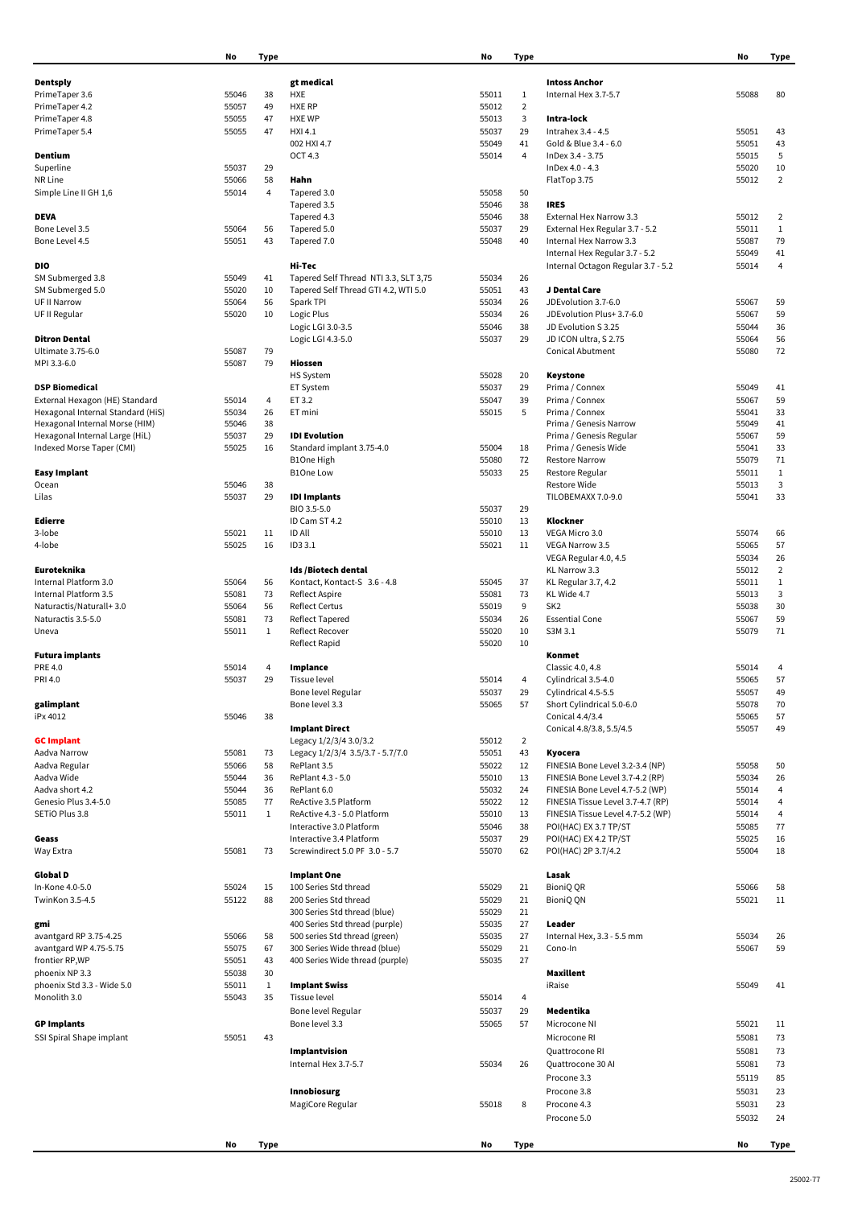| | No | Type |
|---|---|---|
| **Dentsply** | | |
| PrimeTaper 3.6 | 55046 | 38 |
| PrimeTaper 4.2 | 55057 | 49 |
| PrimeTaper 4.8 | 55055 | 47 |
| PrimeTaper 5.4 | 55055 | 47 |
| **Dentium** | | |
| Superline | 55037 | 29 |
| NR Line | 55066 | 58 |
| Simple Line II GH 1,6 | 55014 | 4 |
| **DEVA** | | |
| Bone Level 3.5 | 55064 | 56 |
| Bone Level 4.5 | 55051 | 43 |
| **DIO** | | |
| SM Submerged 3.8 | 55049 | 41 |
| SM Submerged 5.0 | 55020 | 10 |
| UF II Narrow | 55064 | 56 |
| UF II Regular | 55020 | 10 |
| **Ditron Dental** | | |
| Ultimate 3.75-6.0 | 55087 | 79 |
| MPI 3.3-6.0 | 55087 | 79 |
| **DSP Biomedical** | | |
| External Hexagon (HE) Standard | 55014 | 4 |
| Hexagonal Internal Standard (HiS) | 55034 | 26 |
| Hexagonal Internal Morse (HIM) | 55046 | 38 |
| Hexagonal Internal Large (HiL) | 55037 | 29 |
| Indexed Morse Taper (CMI) | 55025 | 16 |
| **Easy Implant** | | |
| Ocean | 55046 | 38 |
| Lilas | 55037 | 29 |
| **Edierre** | | |
| 3-lobe | 55021 | 11 |
| 4-lobe | 55025 | 16 |
| **Euroteknika** | | |
| Internal Platform 3.0 | 55064 | 56 |
| Internal Platform 3.5 | 55081 | 73 |
| Naturactis/Naturall+ 3.0 | 55064 | 56 |
| Naturactis 3.5-5.0 | 55081 | 73 |
| Uneva | 55011 | 1 |
| **Futura implants** | | |
| PRE 4.0 | 55014 | 4 |
| PRI 4.0 | 55037 | 29 |
| **galimplant** | | |
| iPx 4012 | 55046 | 38 |
| **GC Implant** | | |
| Aadva Narrow | 55081 | 73 |
| Aadva Regular | 55066 | 58 |
| Aadva Wide | 55044 | 36 |
| Aadva short 4.2 | 55044 | 36 |
| Genesio Plus 3.4-5.0 | 55085 | 77 |
| SETiO Plus 3.8 | 55011 | 1 |
| **Geass** | | |
| Way Extra | 55081 | 73 |
| **Global D** | | |
| In-Kone 4.0-5.0 | 55024 | 15 |
| TwinKon 3.5-4.5 | 55122 | 88 |
| **gmi** | | |
| avantgard RP 3.75-4.25 | 55066 | 58 |
| avantgard WP 4.75-5.75 | 55075 | 67 |
| frontier RP,WP | 55051 | 43 |
| phoenix NP 3.3 | 55038 | 30 |
| phoenix Std 3.3 - Wide 5.0 | 55011 | 1 |
| Monolith 3.0 | 55043 | 35 |
| **GP Implants** | | |
| SSI Spiral Shape implant | 55051 | 43 |
| **gt medical** | | |
| HXE | 55011 | 1 |
| HXE RP | 55012 | 2 |
| HXE WP | 55013 | 3 |
| HXI 4.1 | 55037 | 29 |
| 002 HXI 4.7 | 55049 | 41 |
| OCT 4.3 | 55014 | 4 |
| **Hahn** | | |
| Tapered 3.0 | 55058 | 50 |
| Tapered 3.5 | 55046 | 38 |
| Tapered 4.3 | 55046 | 38 |
| Tapered 5.0 | 55037 | 29 |
| Tapered 7.0 | 55048 | 40 |
| **Hi-Tec** | | |
| Tapered Self Thread NTI 3.3, SLT 3,75 | 55034 | 26 |
| Tapered Self Thread GTI 4.2, WTI 5.0 | 55051 | 43 |
| Spark TPI | 55034 | 26 |
| Logic Plus | 55034 | 26 |
| Logic LGI 3.0-3.5 | 55046 | 38 |
| Logic LGI 4.3-5.0 | 55037 | 29 |
| **Hiossen** | | |
| HS System | 55028 | 20 |
| ET System | 55037 | 29 |
| ET 3.2 | 55047 | 39 |
| ET mini | 55015 | 5 |
| **IDI Evolution** | | |
| Standard implant 3.75-4.0 | 55004 | 18 |
| B1One High | 55080 | 72 |
| B1One Low | 55033 | 25 |
| **IDI Implants** | | |
| BIO 3.5-5.0 | 55037 | 29 |
| ID Cam ST 4.2 | 55010 | 13 |
| ID All | 55010 | 13 |
| ID3 3.1 | 55021 | 11 |
| **Ids /Biotech dental** | | |
| Kontact, Kontact-S 3.6 - 4.8 | 55045 | 37 |
| Reflect Aspire | 55081 | 73 |
| Reflect Certus | 55019 | 9 |
| Reflect Tapered | 55034 | 26 |
| Reflect Recover | 55020 | 10 |
| Reflect Rapid | 55020 | 10 |
| **Implance** | | |
| Tissue level | 55014 | 4 |
| Bone level Regular | 55037 | 29 |
| Bone level 3.3 | 55065 | 57 |
| **Implant Direct** | | |
| Legacy 1/2/3/4 3.0/3.2 | 55012 | 2 |
| Legacy 1/2/3/4 3.5/3.7 - 5.7/7.0 | 55051 | 43 |
| RePlant 3.5 | 55022 | 12 |
| RePlant 4.3 - 5.0 | 55010 | 13 |
| RePlant 6.0 | 55032 | 24 |
| ReActive 3.5 Platform | 55022 | 12 |
| ReActive 4.3 - 5.0 Platform | 55010 | 13 |
| Interactive 3.0 Platform | 55046 | 38 |
| Interactive 3.4 Platform | 55037 | 29 |
| Screwindirect 5.0 PF 3.0 - 5.7 | 55070 | 62 |
| **Implant One** | | |
| 100 Series Std thread | 55029 | 21 |
| 200 Series Std thread | 55029 | 21 |
| 300 Series Std thread (blue) | 55029 | 21 |
| 400 Series Std thread (purple) | 55035 | 27 |
| 500 series Std thread (green) | 55035 | 27 |
| 300 Series Wide thread (blue) | 55029 | 21 |
| 400 Series Wide thread (purple) | 55035 | 27 |
| **Implant Swiss** | | |
| Tissue level | 55014 | 4 |
| Bone level Regular | 55037 | 29 |
| Bone level 3.3 | 55065 | 57 |
| **Implantvision** | | |
| Internal Hex 3.7-5.7 | 55034 | 26 |
| **Innobiosurg** | | |
| MagiCore Regular | 55018 | 8 |
| **Intoss Anchor** | | |
| Internal Hex 3.7-5.7 | 55088 | 80 |
| **Intra-lock** | | |
| Intrahex 3.4 - 4.5 | 55051 | 43 |
| Gold & Blue 3.4 - 6.0 | 55051 | 43 |
| InDex 3.4 - 3.75 | 55015 | 5 |
| InDex 4.0 - 4.3 | 55020 | 10 |
| FlatTop 3.75 | 55012 | 2 |
| **IRES** | | |
| External Hex Narrow 3.3 | 55012 | 2 |
| External Hex Regular 3.7 - 5.2 | 55011 | 1 |
| Internal Hex Narrow 3.3 | 55087 | 79 |
| Internal Hex Regular 3.7 - 5.2 | 55049 | 41 |
| Internal Octagon Regular 3.7 - 5.2 | 55014 | 4 |
| **J Dental Care** | | |
| JDEvolution 3.7-6.0 | 55067 | 59 |
| JDEvolution Plus+ 3.7-6.0 | 55067 | 59 |
| JD Evolution S 3.25 | 55044 | 36 |
| JD ICON ultra, S 2.75 | 55064 | 56 |
| Conical Abutment | 55080 | 72 |
| **Keystone** | | |
| Prima / Connex | 55049 | 41 |
| Prima / Connex | 55067 | 59 |
| Prima / Connex | 55041 | 33 |
| Prima / Genesis Narrow | 55049 | 41 |
| Prima / Genesis Regular | 55067 | 59 |
| Prima / Genesis Wide | 55041 | 33 |
| Restore Narrow | 55079 | 71 |
| Restore Regular | 55011 | 1 |
| Restore Wide | 55013 | 3 |
| TILOBEMAXX 7.0-9.0 | 55041 | 33 |
| **Klockner** | | |
| VEGA Micro 3.0 | 55074 | 66 |
| VEGA Narrow 3.5 | 55065 | 57 |
| VEGA Regular 4.0, 4.5 | 55034 | 26 |
| KL Narrow 3.3 | 55012 | 2 |
| KL Regular 3.7, 4.2 | 55011 | 1 |
| KL Wide 4.7 | 55013 | 3 |
| SK2 | 55038 | 30 |
| Essential Cone | 55067 | 59 |
| S3M 3.1 | 55079 | 71 |
| **Konmet** | | |
| Classic 4.0, 4.8 | 55014 | 4 |
| Cylindrical 3.5-4.0 | 55065 | 57 |
| Cylindrical 4.5-5.5 | 55057 | 49 |
| Short Cylindrical 5.0-6.0 | 55078 | 70 |
| Conical 4.4/3.4 | 55065 | 57 |
| Conical 4.8/3.8, 5.5/4.5 | 55057 | 49 |
| **Kyocera** | | |
| FINESIA Bone Level 3.2-3.4 (NP) | 55058 | 50 |
| FINESIA Bone Level 3.7-4.2 (RP) | 55034 | 26 |
| FINESIA Bone Level 4.7-5.2 (WP) | 55014 | 4 |
| FINESIA Tissue Level 3.7-4.7 (RP) | 55014 | 4 |
| FINESIA Tissue Level 4.7-5.2 (WP) | 55014 | 4 |
| POI(HAC) EX 3.7 TP/ST | 55085 | 77 |
| POI(HAC) EX 4.2 TP/ST | 55025 | 16 |
| POI(HAC) 2P 3.7/4.2 | 55004 | 18 |
| **Lasak** | | |
| BioniQ QR | 55066 | 58 |
| BioniQ QN | 55021 | 11 |
| **Leader** | | |
| Internal Hex, 3.3 - 5.5 mm | 55034 | 26 |
| Cono-In | 55067 | 59 |
| **Maxillent** | | |
| iRaise | 55049 | 41 |
| **Medentika** | | |
| Microcone NI | 55021 | 11 |
| Microcone RI | 55081 | 73 |
| Quattrocone RI | 55081 | 73 |
| Quattrocone 30 AI | 55081 | 73 |
| Procone 3.3 | 55119 | 85 |
| Procone 3.8 | 55031 | 23 |
| Procone 4.3 | 55031 | 23 |
| Procone 5.0 | 55032 | 24 |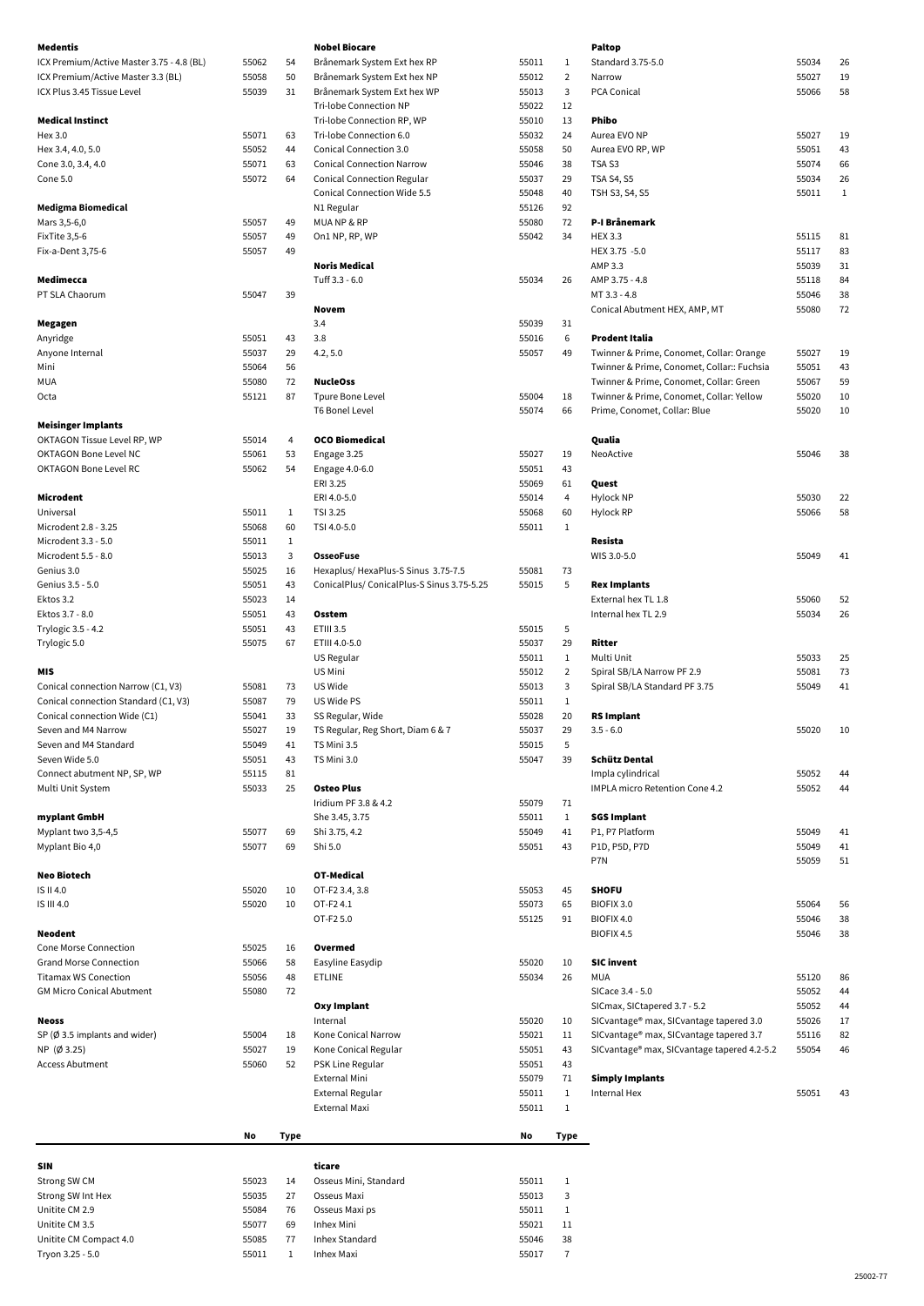**Medentis**

| | No | Type |
|---|---|---|
| ICX Premium/Active Master 3.75 - 4.8 (BL) | 55062 | 54 |
| ICX Premium/Active Master 3.3 (BL) | 55058 | 50 |
| ICX Plus 3.45 Tissue Level | 55039 | 31 |

**Medical Instinct**

| | No | Type |
|---|---|---|
| Hex 3.0 | 55071 | 63 |
| Hex 3.4, 4.0, 5.0 | 55052 | 44 |
| Cone 3.0, 3.4, 4.0 | 55071 | 63 |
| Cone 5.0 | 55072 | 64 |

**Medigma Biomedical**

| | No | Type |
|---|---|---|
| Mars 3,5-6,0 | 55057 | 49 |
| FixTite 3,5-6 | 55057 | 49 |
| Fix-a-Dent 3,75-6 | 55057 | 49 |

**Medimecca**

| | No | Type |
|---|---|---|
| PT SLA Chaorum | 55047 | 39 |

**Megagen**

| | No | Type |
|---|---|---|
| Anyridge | 55051 | 43 |
| Anyone Internal | 55037 | 29 |
| Mini | 55064 | 56 |
| MUA | 55080 | 72 |
| Octa | 55121 | 87 |

**Meisinger Implants**

| | No | Type |
|---|---|---|
| OKTAGON Tissue Level RP, WP | 55014 | 4 |
| OKTAGON Bone Level NC | 55061 | 53 |
| OKTAGON Bone Level RC | 55062 | 54 |

**Microdent**

| | No | Type |
|---|---|---|
| Universal | 55011 | 1 |
| Microdent 2.8 - 3.25 | 55068 | 60 |
| Microdent 3.3 - 5.0 | 55011 | 1 |
| Microdent 5.5 - 8.0 | 55013 | 3 |
| Genius 3.0 | 55025 | 16 |
| Genius 3.5 - 5.0 | 55051 | 43 |
| Ektos 3.2 | 55023 | 14 |
| Ektos 3.7 - 8.0 | 55051 | 43 |
| Trylogic 3.5 - 4.2 | 55051 | 43 |
| Trylogic 5.0 | 55075 | 67 |

**MIS**

| | No | Type |
|---|---|---|
| Conical connection Narrow (C1, V3) | 55081 | 73 |
| Conical connection Standard (C1, V3) | 55087 | 79 |
| Conical connection Wide (C1) | 55041 | 33 |
| Seven and M4 Narrow | 55027 | 19 |
| Seven and M4 Standard | 55049 | 41 |
| Seven Wide 5.0 | 55051 | 43 |
| Connect abutment NP, SP, WP | 55115 | 81 |
| Multi Unit System | 55033 | 25 |

**myplant GmbH**

| | No | Type |
|---|---|---|
| Myplant two 3,5-4,5 | 55077 | 69 |
| Myplant Bio 4,0 | 55077 | 69 |

**Neo Biotech**

| | No | Type |
|---|---|---|
| IS II 4.0 | 55020 | 10 |
| IS III 4.0 | 55020 | 10 |

**Neodent**

| | No | Type |
|---|---|---|
| Cone Morse Connection | 55025 | 16 |
| Grand Morse Connection | 55066 | 58 |
| Titamax WS Conection | 55056 | 48 |
| GM Micro Conical Abutment | 55080 | 72 |

**Neoss**

| | No | Type |
|---|---|---|
| SP (Ø 3.5 implants and wider) | 55004 | 18 |
| NP (Ø 3.25) | 55027 | 19 |
| Access Abutment | 55060 | 52 |

**Nobel Biocare**

| | No | Type |
|---|---|---|
| Brånemark System Ext hex RP | 55011 | 1 |
| Brånemark System Ext hex NP | 55012 | 2 |
| Brånemark System Ext hex WP | 55013 | 3 |
| Tri-lobe Connection NP | 55022 | 12 |
| Tri-lobe Connection RP, WP | 55010 | 13 |
| Tri-lobe Connection 6.0 | 55032 | 24 |
| Conical Connection 3.0 | 55058 | 50 |
| Conical Connection Narrow | 55046 | 38 |
| Conical Connection Regular | 55037 | 29 |
| Conical Connection Wide 5.5 | 55048 | 40 |
| N1 Regular | 55126 | 92 |
| MUA NP & RP | 55080 | 72 |
| On1 NP, RP, WP | 55042 | 34 |

**Noris Medical**

| | No | Type |
|---|---|---|
| Tuff 3.3 - 6.0 | 55034 | 26 |

**Novem**

| | No | Type |
|---|---|---|
| 3.4 | 55039 | 31 |
| 3.8 | 55016 | 6 |
| 4.2, 5.0 | 55057 | 49 |

**NucleOss**

| | No | Type |
|---|---|---|
| Tpure Bone Level | 55004 | 18 |
| T6 Bonel Level | 55074 | 66 |

**OCO Biomedical**

| | No | Type |
|---|---|---|
| Engage 3.25 | 55027 | 19 |
| Engage 4.0-6.0 | 55051 | 43 |
| ERI 3.25 | 55069 | 61 |
| ERI 4.0-5.0 | 55014 | 4 |
| TSI 3.25 | 55068 | 60 |
| TSI 4.0-5.0 | 55011 | 1 |

**OsseoFuse**

| | No | Type |
|---|---|---|
| Hexaplus/ HexaPlus-S Sinus 3.75-7.5 | 55081 | 73 |
| ConicalPlus/ ConicalPlus-S Sinus 3.75-5.25 | 55015 | 5 |

**Osstem**

| | No | Type |
|---|---|---|
| ETIII 3.5 | 55015 | 5 |
| ETIII 4.0-5.0 | 55037 | 29 |
| US Regular | 55011 | 1 |
| US Mini | 55012 | 2 |
| US Wide | 55013 | 3 |
| US Wide PS | 55011 | 1 |
| SS Regular, Wide | 55028 | 20 |
| TS Regular, Reg Short, Diam 6 & 7 | 55037 | 29 |
| TS Mini 3.5 | 55015 | 5 |
| TS Mini 3.0 | 55047 | 39 |

**Osteo Plus**

| | No | Type |
|---|---|---|
| Iridium PF 3.8 & 4.2 | 55079 | 71 |
| She 3.45, 3.75 | 55011 | 1 |
| Shi 3.75, 4.2 | 55049 | 41 |
| Shi 5.0 | 55051 | 43 |

**OT-Medical**

| | No | Type |
|---|---|---|
| OT-F2 3.4, 3.8 | 55053 | 45 |
| OT-F2 4.1 | 55073 | 65 |
| OT-F2 5.0 | 55125 | 91 |

**Overmed**

| | No | Type |
|---|---|---|
| Easyline Easydip | 55020 | 10 |
| ETLINE | 55034 | 26 |

**Oxy Implant**

| | No | Type |
|---|---|---|
| Internal | 55020 | 10 |
| Kone Conical Narrow | 55021 | 11 |
| Kone Conical Regular | 55051 | 43 |
| PSK Line Regular | 55051 | 43 |
| External Mini | 55079 | 71 |
| External Regular | 55011 | 1 |
| External Maxi | 55011 | 1 |

**Paltop**

| | No | Type |
|---|---|---|
| Standard 3.75-5.0 | 55034 | 26 |
| Narrow | 55027 | 19 |
| PCA Conical | 55066 | 58 |

**Phibo**

| | No | Type |
|---|---|---|
| Aurea EVO NP | 55027 | 19 |
| Aurea EVO RP, WP | 55051 | 43 |
| TSA S3 | 55074 | 66 |
| TSA S4, S5 | 55034 | 26 |
| TSH S3, S4, S5 | 55011 | 1 |

**P-I Brånemark**

| | No | Type |
|---|---|---|
| HEX 3.3 | 55115 | 81 |
| HEX 3.75 -5.0 | 55117 | 83 |
| AMP 3.3 | 55039 | 31 |
| AMP 3.75 - 4.8 | 55118 | 84 |
| MT 3.3 - 4.8 | 55046 | 38 |
| Conical Abutment HEX, AMP, MT | 55080 | 72 |

**Prodent Italia**

| | No | Type |
|---|---|---|
| Twinner & Prime, Conomet, Collar: Orange | 55027 | 19 |
| Twinner & Prime, Conomet, Collar:: Fuchsia | 55051 | 43 |
| Twinner & Prime, Conomet, Collar: Green | 55067 | 59 |
| Twinner & Prime, Conomet, Collar: Yellow | 55020 | 10 |
| Prime, Conomet, Collar: Blue | 55020 | 10 |

**Qualia**

| | No | Type |
|---|---|---|
| NeoActive | 55046 | 38 |

**Quest**

| | No | Type |
|---|---|---|
| Hylock NP | 55030 | 22 |
| Hylock RP | 55066 | 58 |

**Resista**

| | No | Type |
|---|---|---|
| WIS 3.0-5.0 | 55049 | 41 |

**Rex Implants**

| | No | Type |
|---|---|---|
| External hex TL 1.8 | 55060 | 52 |
| Internal hex TL 2.9 | 55034 | 26 |

**Ritter**

| | No | Type |
|---|---|---|
| Multi Unit | 55033 | 25 |
| Spiral SB/LA Narrow PF 2.9 | 55081 | 73 |
| Spiral SB/LA Standard PF 3.75 | 55049 | 41 |

**RS Implant**

| | No | Type |
|---|---|---|
| 3.5 - 6.0 | 55020 | 10 |

**Schütz Dental**

| | No | Type |
|---|---|---|
| Impla cylindrical | 55052 | 44 |
| IMPLA micro Retention Cone 4.2 | 55052 | 44 |

**SGS Implant**

| | No | Type |
|---|---|---|
| P1, P7 Platform | 55049 | 41 |
| P1D, P5D, P7D | 55049 | 41 |
| P7N | 55059 | 51 |

**SHOFU**

| | No | Type |
|---|---|---|
| BIOFIX 3.0 | 55064 | 56 |
| BIOFIX 4.0 | 55046 | 38 |
| BIOFIX 4.5 | 55046 | 38 |

**SIC invent**

| | No | Type |
|---|---|---|
| MUA | 55120 | 86 |
| SICace 3.4 - 5.0 | 55052 | 44 |
| SICmax, SICtapered 3.7 - 5.2 | 55052 | 44 |
| SICvantage® max, SICvantage tapered 3.0 | 55026 | 17 |
| SICvantage® max, SICvantage tapered 3.7 | 55116 | 82 |
| SICvantage® max, SICvantage tapered 4.2-5.2 | 55054 | 46 |

**Simply Implants**

| | No | Type |
|---|---|---|
| Internal Hex | 55051 | 43 |

**SIN**

| | No | Type |
|---|---|---|
| Strong SW CM | 55023 | 14 |
| Strong SW Int Hex | 55035 | 27 |
| Unitite CM 2.9 | 55084 | 76 |
| Unitite CM 3.5 | 55077 | 69 |
| Unitite CM Compact 4.0 | 55085 | 77 |
| Tryon 3.25 - 5.0 | 55011 | 1 |

**ticare**

| | No | Type |
|---|---|---|
| Osseus Mini, Standard | 55011 | 1 |
| Osseus Maxi | 55013 | 3 |
| Osseus Maxi ps | 55011 | 1 |
| Inhex Mini | 55021 | 11 |
| Inhex Standard | 55046 | 38 |
| Inhex Maxi | 55017 | 7 |

25002-77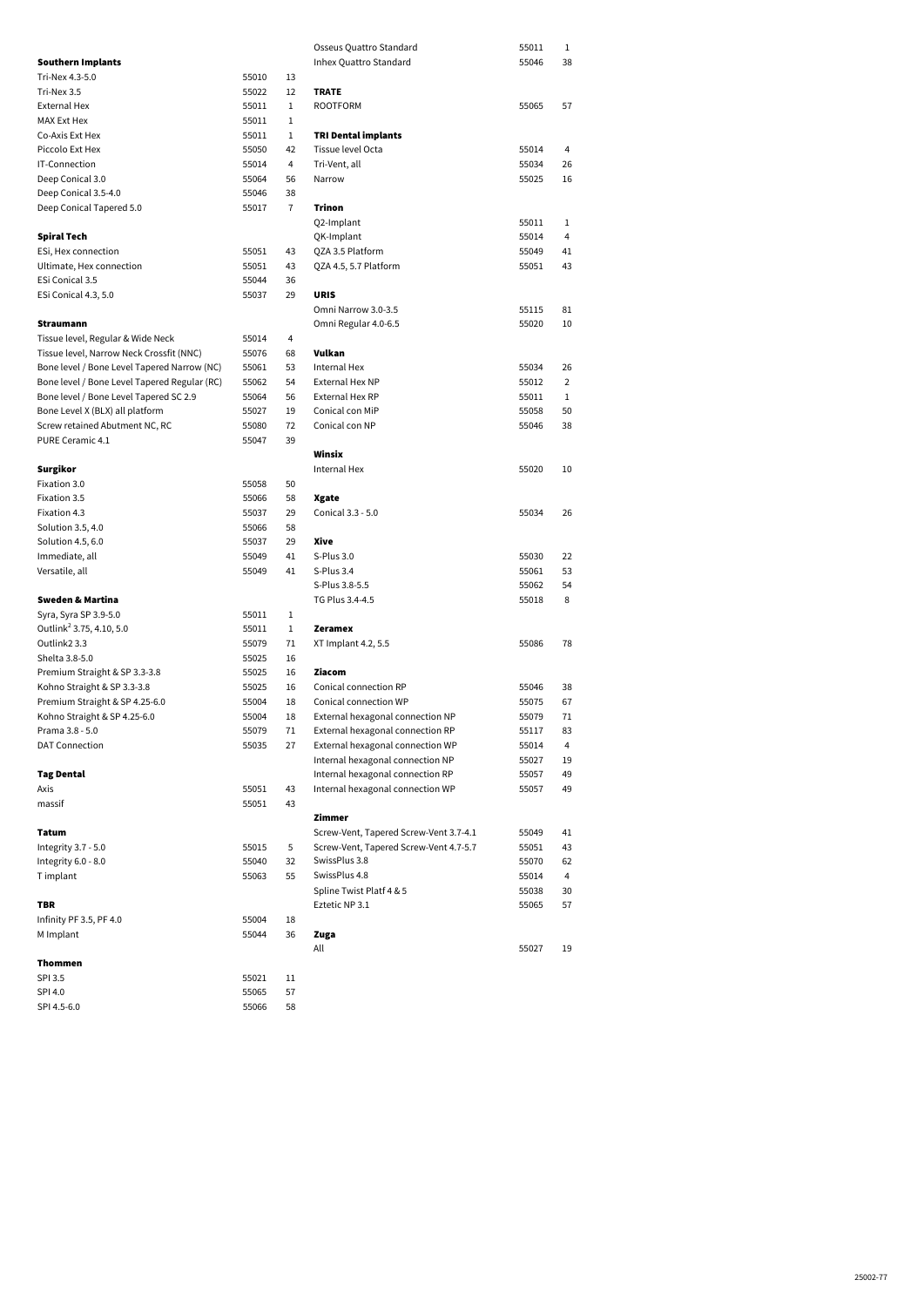| | | |
|---|---|---|
| **Southern Implants** | | |
| Tri-Nex 4.3-5.0 | 55010 | 13 |
| Tri-Nex 3.5 | 55022 | 12 |
| External Hex | 55011 | 1 |
| MAX Ext Hex | 55011 | 1 |
| Co-Axis Ext Hex | 55011 | 1 |
| Piccolo Ext Hex | 55050 | 42 |
| IT-Connection | 55014 | 4 |
| Deep Conical 3.0 | 55064 | 56 |
| Deep Conical 3.5-4.0 | 55046 | 38 |
| Deep Conical Tapered 5.0 | 55017 | 7 |
| **Spiral Tech** | | |
| ESi, Hex connection | 55051 | 43 |
| Ultimate, Hex connection | 55051 | 43 |
| ESi Conical 3.5 | 55044 | 36 |
| ESi Conical 4.3, 5.0 | 55037 | 29 |
| **Straumann** | | |
| Tissue level, Regular & Wide Neck | 55014 | 4 |
| Tissue level, Narrow Neck Crossfit (NNC) | 55076 | 68 |
| Bone level / Bone Level Tapered Narrow (NC) | 55061 | 53 |
| Bone level / Bone Level Tapered Regular (RC) | 55062 | 54 |
| Bone level / Bone Level Tapered SC 2.9 | 55064 | 56 |
| Bone Level X (BLX) all platform | 55027 | 19 |
| Screw retained Abutment NC, RC | 55080 | 72 |
| PURE Ceramic 4.1 | 55047 | 39 |
| **Surgikor** | | |
| Fixation 3.0 | 55058 | 50 |
| Fixation 3.5 | 55066 | 58 |
| Fixation 4.3 | 55037 | 29 |
| Solution 3.5, 4.0 | 55066 | 58 |
| Solution 4.5, 6.0 | 55037 | 29 |
| Immediate, all | 55049 | 41 |
| Versatile, all | 55049 | 41 |
| **Sweden & Martina** | | |
| Syra, Syra SP 3.9-5.0 | 55011 | 1 |
| Outlink[2] 3.75, 4.10, 5.0 | 55011 | 1 |
| Outlink2 3.3 | 55079 | 71 |
| Shelta 3.8-5.0 | 55025 | 16 |
| Premium Straight & SP 3.3-3.8 | 55025 | 16 |
| Kohno Straight & SP 3.3-3.8 | 55025 | 16 |
| Premium Straight & SP 4.25-6.0 | 55004 | 18 |
| Kohno Straight & SP 4.25-6.0 | 55004 | 18 |
| Prama 3.8 - 5.0 | 55079 | 71 |
| DAT Connection | 55035 | 27 |
| **Tag Dental** | | |
| Axis | 55051 | 43 |
| massif | 55051 | 43 |
| **Tatum** | | |
| Integrity 3.7 - 5.0 | 55015 | 5 |
| Integrity 6.0 - 8.0 | 55040 | 32 |
| T implant | 55063 | 55 |
| **TBR** | | |
| Infinity PF 3.5, PF 4.0 | 55004 | 18 |
| M Implant | 55044 | 36 |
| **Thommen** | | |
| SPI 3.5 | 55021 | 11 |
| SPI 4.0 | 55065 | 57 |
| SPI 4.5-6.0 | 55066 | 58 |
| Osseus Quattro Standard | 55011 | 1 |
| Inhex Quattro Standard | 55046 | 38 |
| **TRATE** | | |
| ROOTFORM | 55065 | 57 |
| **TRI Dental implants** | | |
| Tissue level Octa | 55014 | 4 |
| Tri-Vent, all | 55034 | 26 |
| Narrow | 55025 | 16 |
| **Trinon** | | |
| Q2-Implant | 55011 | 1 |
| QK-Implant | 55014 | 4 |
| QZA 3.5 Platform | 55049 | 41 |
| QZA 4.5, 5.7 Platform | 55051 | 43 |
| **URIS** | | |
| Omni Narrow 3.0-3.5 | 55115 | 81 |
| Omni Regular 4.0-6.5 | 55020 | 10 |
| **Vulkan** | | |
| Internal Hex | 55034 | 26 |
| External Hex NP | 55012 | 2 |
| External Hex RP | 55011 | 1 |
| Conical con MiP | 55058 | 50 |
| Conical con NP | 55046 | 38 |
| **Winsix** | | |
| Internal Hex | 55020 | 10 |
| **Xgate** | | |
| Conical 3.3 - 5.0 | 55034 | 26 |
| **Xive** | | |
| S-Plus 3.0 | 55030 | 22 |
| S-Plus 3.4 | 55061 | 53 |
| S-Plus 3.8-5.5 | 55062 | 54 |
| TG Plus 3.4-4.5 | 55018 | 8 |
| **Zeramex** | | |
| XT Implant 4.2, 5.5 | 55086 | 78 |
| **Ziacom** | | |
| Conical connection RP | 55046 | 38 |
| Conical connection WP | 55075 | 67 |
| External hexagonal connection NP | 55079 | 71 |
| External hexagonal connection RP | 55117 | 83 |
| External hexagonal connection WP | 55014 | 4 |
| Internal hexagonal connection NP | 55027 | 19 |
| Internal hexagonal connection RP | 55057 | 49 |
| Internal hexagonal connection WP | 55057 | 49 |
| **Zimmer** | | |
| Screw-Vent, Tapered Screw-Vent 3.7-4.1 | 55049 | 41 |
| Screw-Vent, Tapered Screw-Vent 4.7-5.7 | 55051 | 43 |
| SwissPlus 3.8 | 55070 | 62 |
| SwissPlus 4.8 | 55014 | 4 |
| Spline Twist Platf 4 & 5 | 55038 | 30 |
| Eztetic NP 3.1 | 55065 | 57 |
| **Zuga** | | |
| All | 55027 | 19 |

25002-77